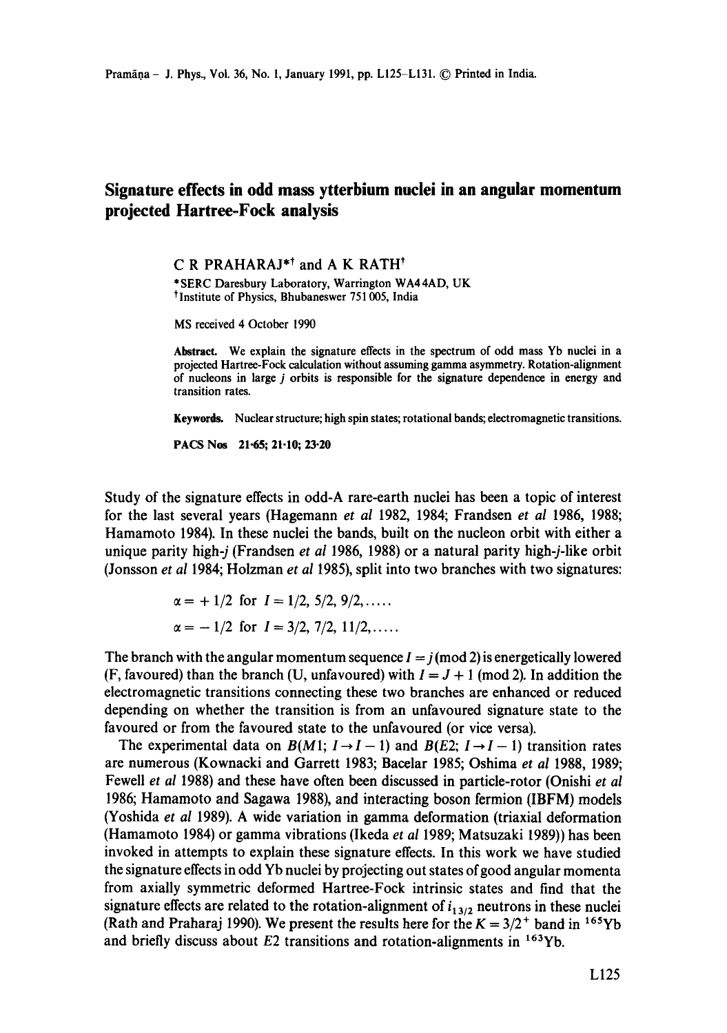# Signature effects in odd mass ytterbium nuclei in an angular momentum projected Hartree-Fock analysis

C R PRAHARAJ*† and A K RATH†

*SERC Daresbury Laboratory, Warrington WA4 4AD, UK
†Institute of Physics, Bhubaneswer 751 005, India

MS received 4 October 1990

**Abstract.** We explain the signature effects in the spectrum of odd mass Yb nuclei in a projected Hartree-Fock calculation without assuming gamma asymmetry. Rotation-alignment of nucleons in large $j$ orbits is responsible for the signature dependence in energy and transition rates.

**Keywords.** Nuclear structure; high spin states; rotational bands; electromagnetic transitions.

**PACS Nos** 21·65; 21·10; 23·20

Study of the signature effects in odd-A rare-earth nuclei has been a topic of interest for the last several years (Hagemann *et al* 1982, 1984; Frandsen *et al* 1986, 1988; Hamamoto 1984). In these nuclei the bands, built on the nucleon orbit with either a unique parity high-$j$ (Frandsen *et al* 1986, 1988) or a natural parity high-$j$-like orbit (Jonsson *et al* 1984; Holzman *et al* 1985), split into two branches with two signatures:

$$\alpha = +1/2 \text{ for } I = 1/2, 5/2, 9/2, \ldots\ldots$$

$$\alpha = -1/2 \text{ for } I = 3/2, 7/2, 11/2, \ldots\ldots$$

The branch with the angular momentum sequence $I = j \,(\text{mod } 2)$ is energetically lowered (F, favoured) than the branch (U, unfavoured) with $I = J + 1 \,(\text{mod } 2)$. In addition the electromagnetic transitions connecting these two branches are enhanced or reduced depending on whether the transition is from an unfavoured signature state to the favoured or from the favoured state to the unfavoured (or vice versa).

The experimental data on $B(M1; I \to I-1)$ and $B(E2; I \to I-1)$ transition rates are numerous (Kownacki and Garrett 1983; Bacelar 1985; Oshima *et al* 1988, 1989; Fewell *et al* 1988) and these have often been discussed in particle-rotor (Onishi *et al* 1986; Hamamoto and Sagawa 1988), and interacting boson fermion (IBFM) models (Yoshida *et al* 1989). A wide variation in gamma deformation (triaxial deformation (Hamamoto 1984) or gamma vibrations (Ikeda *et al* 1989; Matsuzaki 1989)) has been invoked in attempts to explain these signature effects. In this work we have studied the signature effects in odd Yb nuclei by projecting out states of good angular momenta from axially symmetric deformed Hartree-Fock intrinsic states and find that the signature effects are related to the rotation-alignment of $i_{13/2}$ neutrons in these nuclei (Rath and Praharaj 1990). We present the results here for the $K = 3/2^+$ band in $^{165}$Yb and briefly discuss about $E2$ transitions and rotation-alignments in $^{163}$Yb.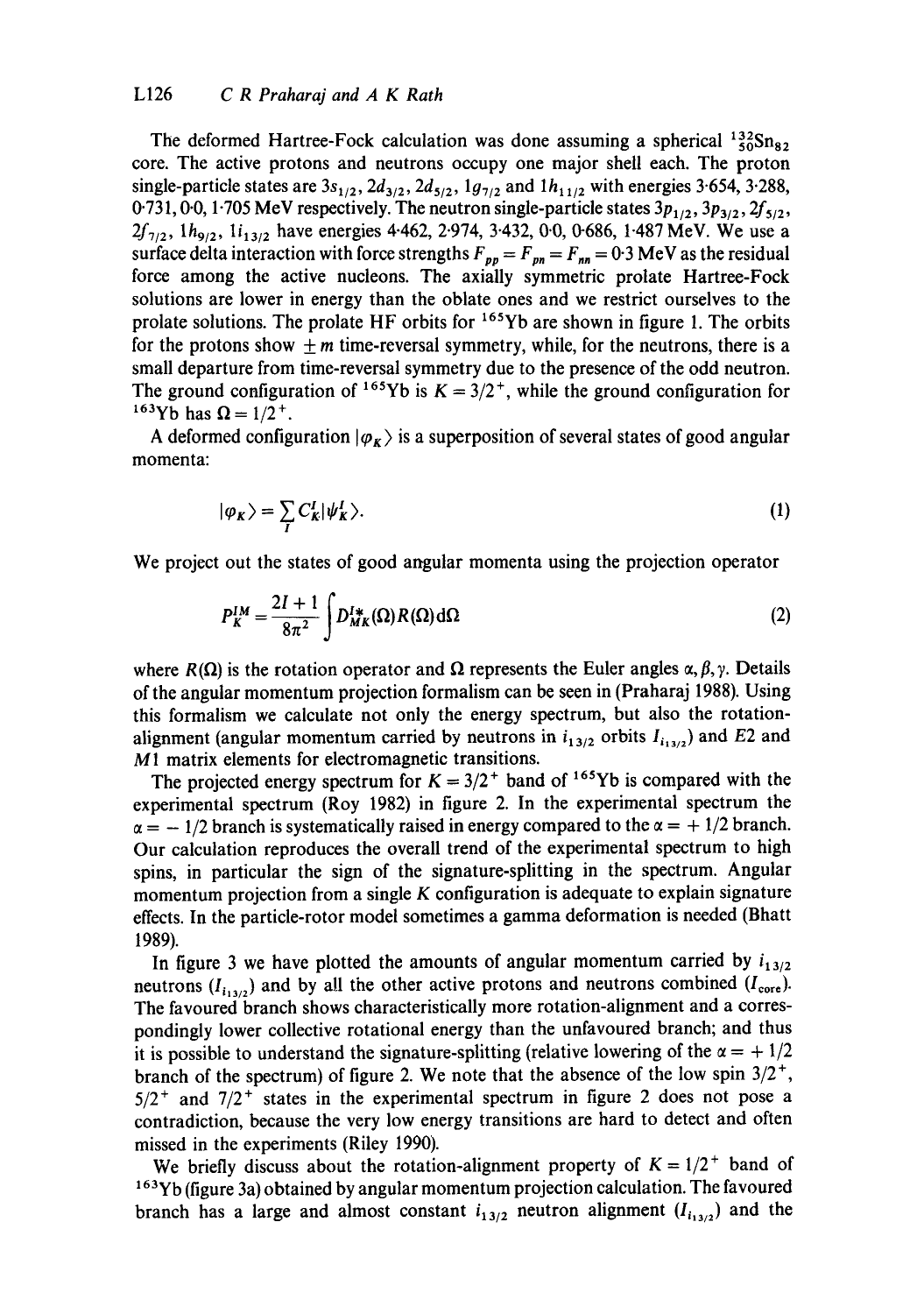The deformed Hartree-Fock calculation was done assuming a spherical $^{132}_{50}Sn_{82}$ core. The active protons and neutrons occupy one major shell each. The proton single-particle states are $3s_{1/2}$, $2d_{3/2}$, $2d_{5/2}$, $1g_{7/2}$ and $1h_{11/2}$ with energies 3·654, 3·288, 0·731, 0·0, 1·705 MeV respectively. The neutron single-particle states $3p_{1/2}$, $3p_{3/2}$, $2f_{5/2}$, $2f_{7/2}$, $1h_{9/2}$, $1i_{13/2}$ have energies 4·462, 2·974, 3·432, 0·0, 0·686, 1·487 MeV. We use a surface delta interaction with force strengths $F_{pp} = F_{pn} = F_{nn} = 0{\cdot}3$ MeV as the residual force among the active nucleons. The axially symmetric prolate Hartree-Fock solutions are lower in energy than the oblate ones and we restrict ourselves to the prolate solutions. The prolate HF orbits for $^{165}$Yb are shown in figure 1. The orbits for the protons show $\pm m$ time-reversal symmetry, while, for the neutrons, there is a small departure from time-reversal symmetry due to the presence of the odd neutron. The ground configuration of $^{165}$Yb is $K = 3/2^+$, while the ground configuration for $^{163}$Yb has $\Omega = 1/2^+$.

A deformed configuration $|\varphi_K\rangle$ is a superposition of several states of good angular momenta:

$$|\varphi_K\rangle = \sum_I C_K^I |\psi_K^I\rangle. \tag{1}$$

We project out the states of good angular momenta using the projection operator

$$P_K^{IM} = \frac{2I+1}{8\pi^2} \int D_{MK}^{I*}(\Omega) R(\Omega)\, d\Omega \tag{2}$$

where $R(\Omega)$ is the rotation operator and $\Omega$ represents the Euler angles $\alpha, \beta, \gamma$. Details of the angular momentum projection formalism can be seen in (Praharaj 1988). Using this formalism we calculate not only the energy spectrum, but also the rotation-alignment (angular momentum carried by neutrons in $i_{13/2}$ orbits $I_{i_{13/2}}$) and $E2$ and $M1$ matrix elements for electromagnetic transitions.

The projected energy spectrum for $K = 3/2^+$ band of $^{165}$Yb is compared with the experimental spectrum (Roy 1982) in figure 2. In the experimental spectrum the $\alpha = -1/2$ branch is systematically raised in energy compared to the $\alpha = +1/2$ branch. Our calculation reproduces the overall trend of the experimental spectrum to high spins, in particular the sign of the signature-splitting in the spectrum. Angular momentum projection from a single $K$ configuration is adequate to explain signature effects. In the particle-rotor model sometimes a gamma deformation is needed (Bhatt 1989).

In figure 3 we have plotted the amounts of angular momentum carried by $i_{13/2}$ neutrons ($I_{i_{13/2}}$) and by all the other active protons and neutrons combined ($I_{\text{core}}$). The favoured branch shows characteristically more rotation-alignment and a correspondingly lower collective rotational energy than the unfavoured branch; and thus it is possible to understand the signature-splitting (relative lowering of the $\alpha = +1/2$ branch of the spectrum) of figure 2. We note that the absence of the low spin $3/2^+$, $5/2^+$ and $7/2^+$ states in the experimental spectrum in figure 2 does not pose a contradiction, because the very low energy transitions are hard to detect and often missed in the experiments (Riley 1990).

We briefly discuss about the rotation-alignment property of $K = 1/2^+$ band of $^{163}$Yb (figure 3a) obtained by angular momentum projection calculation. The favoured branch has a large and almost constant $i_{13/2}$ neutron alignment ($I_{i_{13/2}}$) and the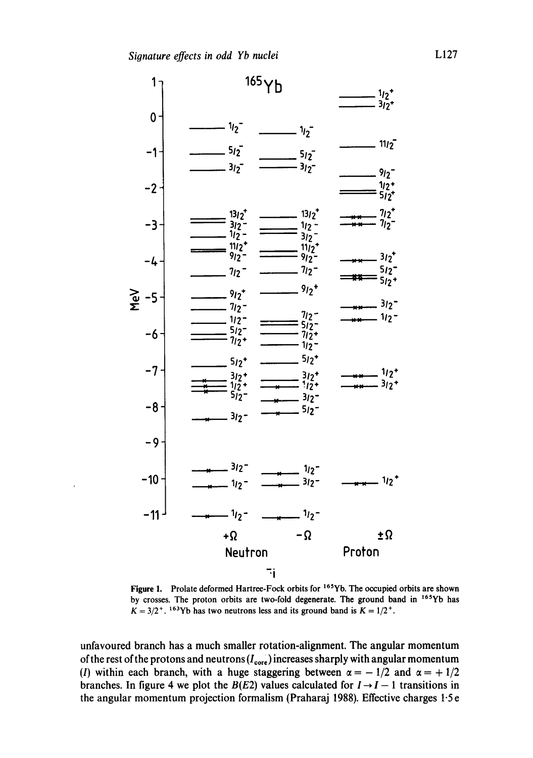Figure 1. Prolate deformed Hartree-Fock orbits for $^{165}$Yb. The occupied orbits are shown by crosses. The proton orbits are two-fold degenerate. The ground band in $^{165}$Yb has $K = 3/2^+$. $^{163}$Yb has two neutrons less and its ground band is $K = 1/2^+$.

unfavoured branch has a much smaller rotation-alignment. The angular momentum of the rest of the protons and neutrons ($I_{core}$) increases sharply with angular momentum ($I$) within each branch, with a huge staggering between $\alpha = -1/2$ and $\alpha = +1/2$ branches. In figure 4 we plot the $B(E2)$ values calculated for $I \rightarrow I - 1$ transitions in the angular momentum projection formalism (Praharaj 1988). Effective charges 1·5 e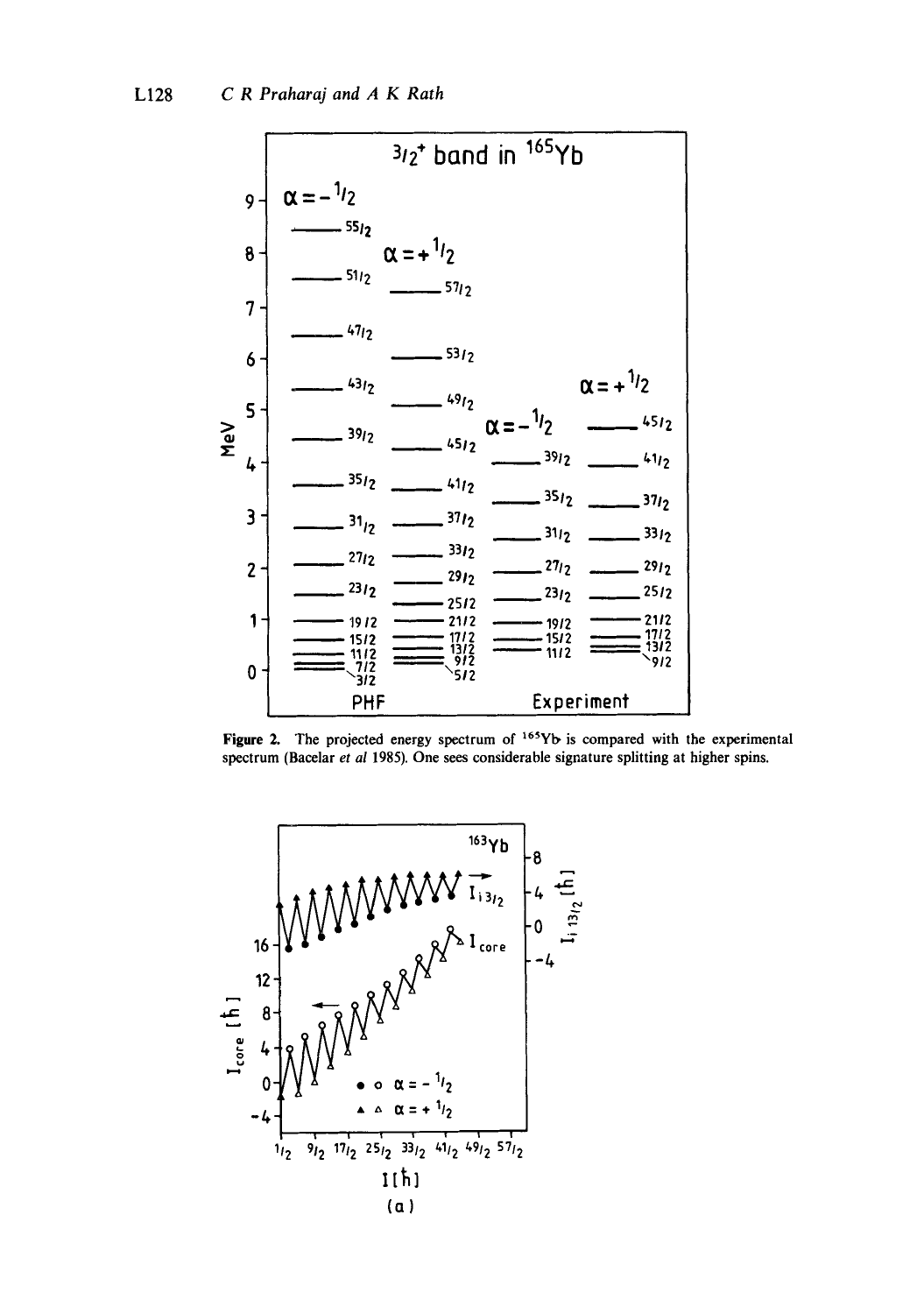**Figure 2.** The projected energy spectrum of $^{165}$Yb is compared with the experimental spectrum (Bacelar *et al* 1985). One sees considerable signature splitting at higher spins.

(a)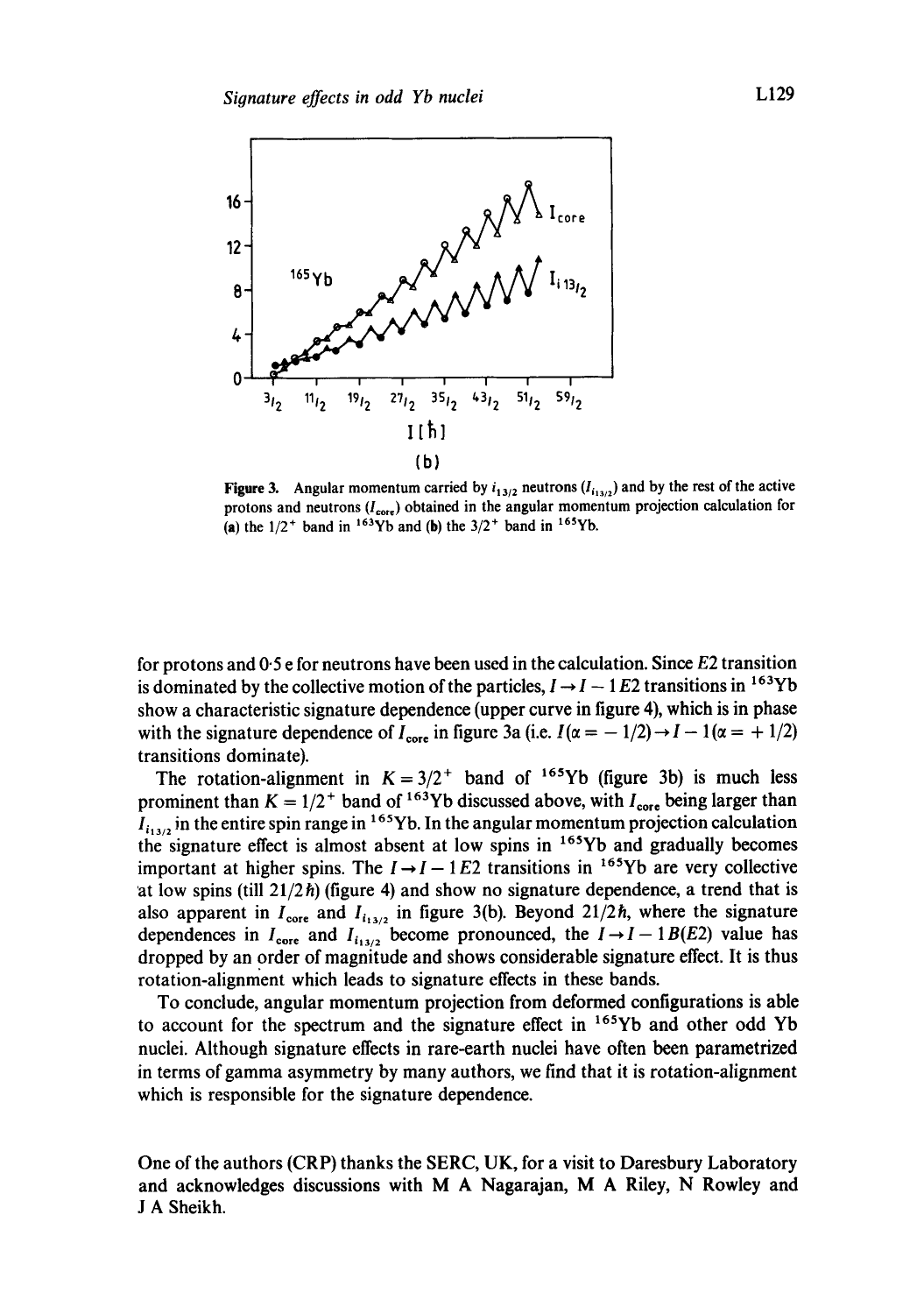Figure 3. Angular momentum carried by $i_{13/2}$ neutrons ($I_{i_{13/2}}$) and by the rest of the active protons and neutrons ($I_{core}$) obtained in the angular momentum projection calculation for (a) the $1/2^+$ band in $^{163}$Yb and (b) the $3/2^+$ band in $^{165}$Yb.

for protons and 0·5 e for neutrons have been used in the calculation. Since $E2$ transition is dominated by the collective motion of the particles, $I \rightarrow I-1\,E2$ transitions in $^{163}$Yb show a characteristic signature dependence (upper curve in figure 4), which is in phase with the signature dependence of $I_{core}$ in figure 3a (i.e. $I(\alpha = -1/2) \rightarrow I-1(\alpha = +1/2)$ transitions dominate).

The rotation-alignment in $K = 3/2^+$ band of $^{165}$Yb (figure 3b) is much less prominent than $K = 1/2^+$ band of $^{163}$Yb discussed above, with $I_{core}$ being larger than $I_{i_{13/2}}$ in the entire spin range in $^{165}$Yb. In the angular momentum projection calculation the signature effect is almost absent at low spins in $^{165}$Yb and gradually becomes important at higher spins. The $I \rightarrow I-1\,E2$ transitions in $^{165}$Yb are very collective at low spins (till $21/2\hbar$) (figure 4) and show no signature dependence, a trend that is also apparent in $I_{core}$ and $I_{i_{13/2}}$ in figure 3(b). Beyond $21/2\hbar$, where the signature dependences in $I_{core}$ and $I_{i_{13/2}}$ become pronounced, the $I \rightarrow I-1\,B(E2)$ value has dropped by an order of magnitude and shows considerable signature effect. It is thus rotation-alignment which leads to signature effects in these bands.

To conclude, angular momentum projection from deformed configurations is able to account for the spectrum and the signature effect in $^{165}$Yb and other odd Yb nuclei. Although signature effects in rare-earth nuclei have often been parametrized in terms of gamma asymmetry by many authors, we find that it is rotation-alignment which is responsible for the signature dependence.

One of the authors (CRP) thanks the SERC, UK, for a visit to Daresbury Laboratory and acknowledges discussions with M A Nagarajan, M A Riley, N Rowley and J A Sheikh.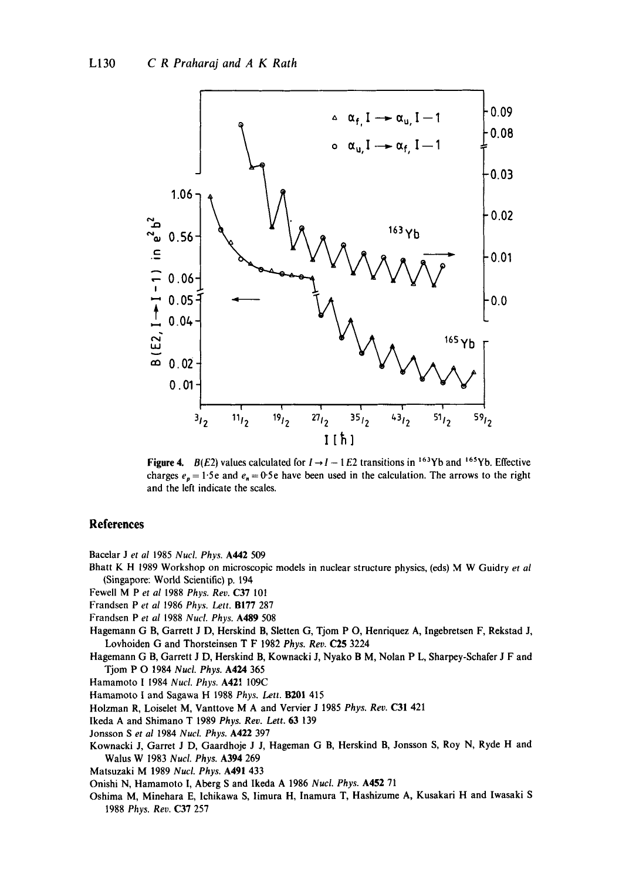**Figure 4.** $B(E2)$ values calculated for $I \to I-1$ $E2$ transitions in $^{163}$Yb and $^{165}$Yb. Effective charges $e_p = 1{\cdot}5e$ and $e_n = 0{\cdot}5e$ have been used in the calculation. The arrows to the right and the left indicate the scales.

## References

Bacelar J *et al* 1985 *Nucl. Phys.* **A442** 509

Bhatt K H 1989 Workshop on microscopic models in nuclear structure physics, (eds) M W Guidry *et al* (Singapore: World Scientific) p. 194

Fewell M P *et al* 1988 *Phys. Rev.* **C37** 101

Frandsen P *et al* 1986 *Phys. Lett.* **B177** 287

Frandsen P *et al* 1988 *Nucl. Phys.* **A489** 508

Hagemann G B, Garrett J D, Herskind B, Sletten G, Tjom P O, Henriquez A, Ingebretsen F, Rekstad J, Lovhoiden G and Thorsteinsen T F 1982 *Phys. Rev.* **C25** 3224

Hagemann G B, Garrett J D, Herskind B, Kownacki J, Nyako B M, Nolan P L, Sharpey-Schafer J F and Tjom P O 1984 *Nucl. Phys.* **A424** 365

Hamamoto I 1984 *Nucl. Phys.* **A421** 109C

Hamamoto I and Sagawa H 1988 *Phys. Lett.* **B201** 415

Holzman R, Loiselet M, Vanttove M A and Vervier J 1985 *Phys. Rev.* **C31** 421

Ikeda A and Shimano T 1989 *Phys. Rev. Lett.* **63** 139

Jonsson S *et al* 1984 *Nucl. Phys.* **A422** 397

Kownacki J, Garret J D, Gaardhoje J J, Hageman G B, Herskind B, Jonsson S, Roy N, Ryde H and Walus W 1983 *Nucl. Phys.* **A394** 269

Matsuzaki M 1989 *Nucl. Phys.* **A491** 433

Onishi N, Hamamoto I, Aberg S and Ikeda A 1986 *Nucl. Phys.* **A452** 71

Oshima M, Minehara E, Ichikawa S, Iimura H, Inamura T, Hashizume A, Kusakari H and Iwasaki S 1988 *Phys. Rev.* **C37** 257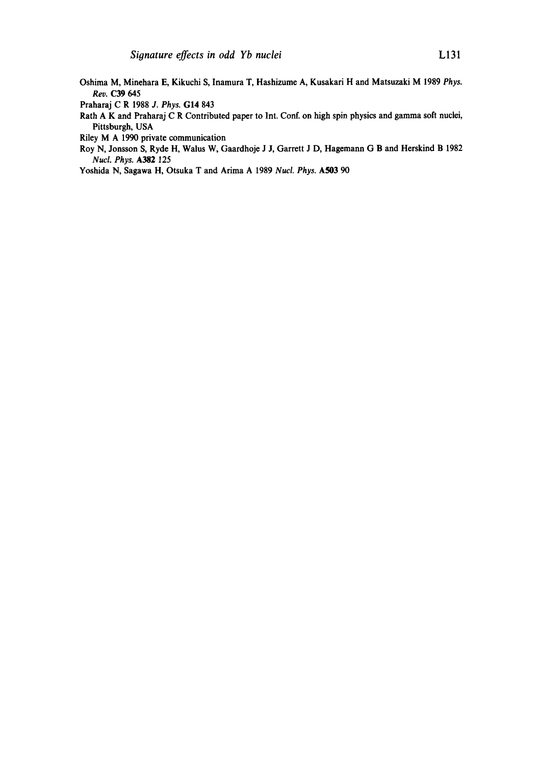Oshima M, Minehara E, Kikuchi S, Inamura T, Hashizume A, Kusakari H and Matsuzaki M 1989 *Phys. Rev.* **C39** 645

Praharaj C R 1988 *J. Phys.* **G14** 843

Rath A K and Praharaj C R Contributed paper to Int. Conf. on high spin physics and gamma soft nuclei, Pittsburgh, USA

Riley M A 1990 private communication

Roy N, Jonsson S, Ryde H, Walus W, Gaardhoje J J, Garrett J D, Hagemann G B and Herskind B 1982 *Nucl. Phys.* **A382** 125

Yoshida N, Sagawa H, Otsuka T and Arima A 1989 *Nucl. Phys.* **A503** 90